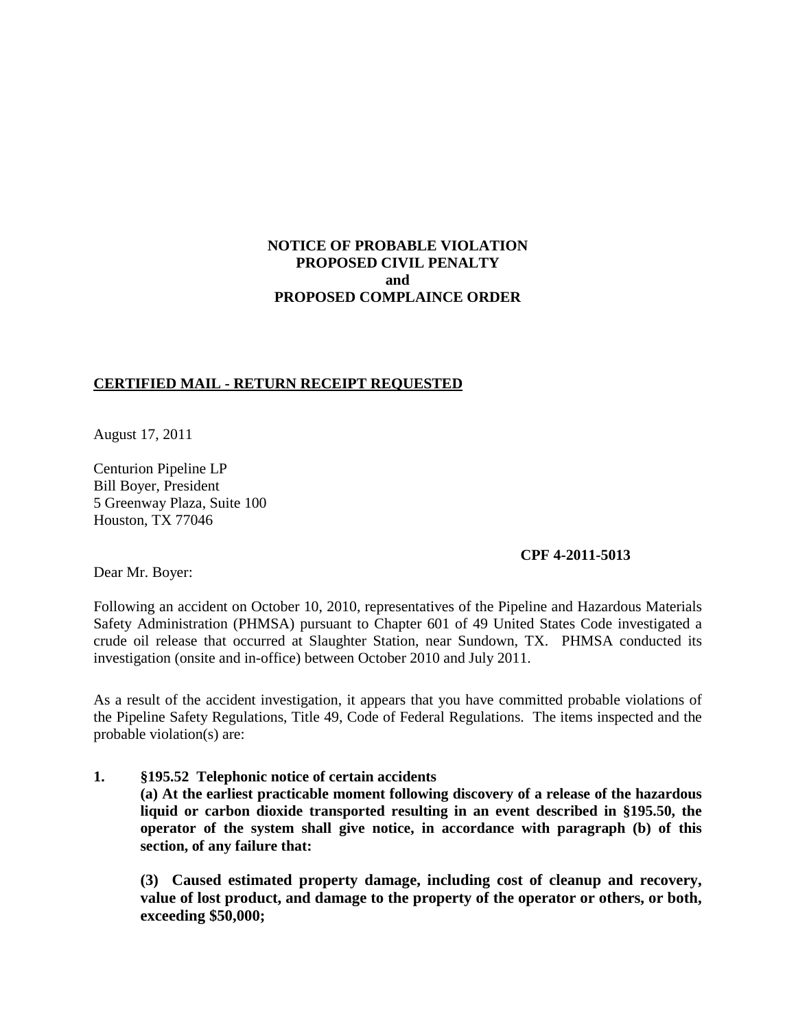**NOTICE OF PROBABLE VIOLATION**
**PROPOSED CIVIL PENALTY**
**and**
**PROPOSED COMPLAINCE ORDER**

**CERTIFIED MAIL - RETURN RECEIPT REQUESTED**

August 17, 2011

Centurion Pipeline LP
Bill Boyer, President
5 Greenway Plaza, Suite 100
Houston, TX 77046

**CPF 4-2011-5013**

Dear Mr. Boyer:

Following an accident on October 10, 2010, representatives of the Pipeline and Hazardous Materials Safety Administration (PHMSA) pursuant to Chapter 601 of 49 United States Code investigated a crude oil release that occurred at Slaughter Station, near Sundown, TX. PHMSA conducted its investigation (onsite and in-office) between October 2010 and July 2011.

As a result of the accident investigation, it appears that you have committed probable violations of the Pipeline Safety Regulations, Title 49, Code of Federal Regulations. The items inspected and the probable violation(s) are:

**1. §195.52 Telephonic notice of certain accidents**

**(a) At the earliest practicable moment following discovery of a release of the hazardous liquid or carbon dioxide transported resulting in an event described in §195.50, the operator of the system shall give notice, in accordance with paragraph (b) of this section, of any failure that:**

**(3) Caused estimated property damage, including cost of cleanup and recovery, value of lost product, and damage to the property of the operator or others, or both, exceeding $50,000;**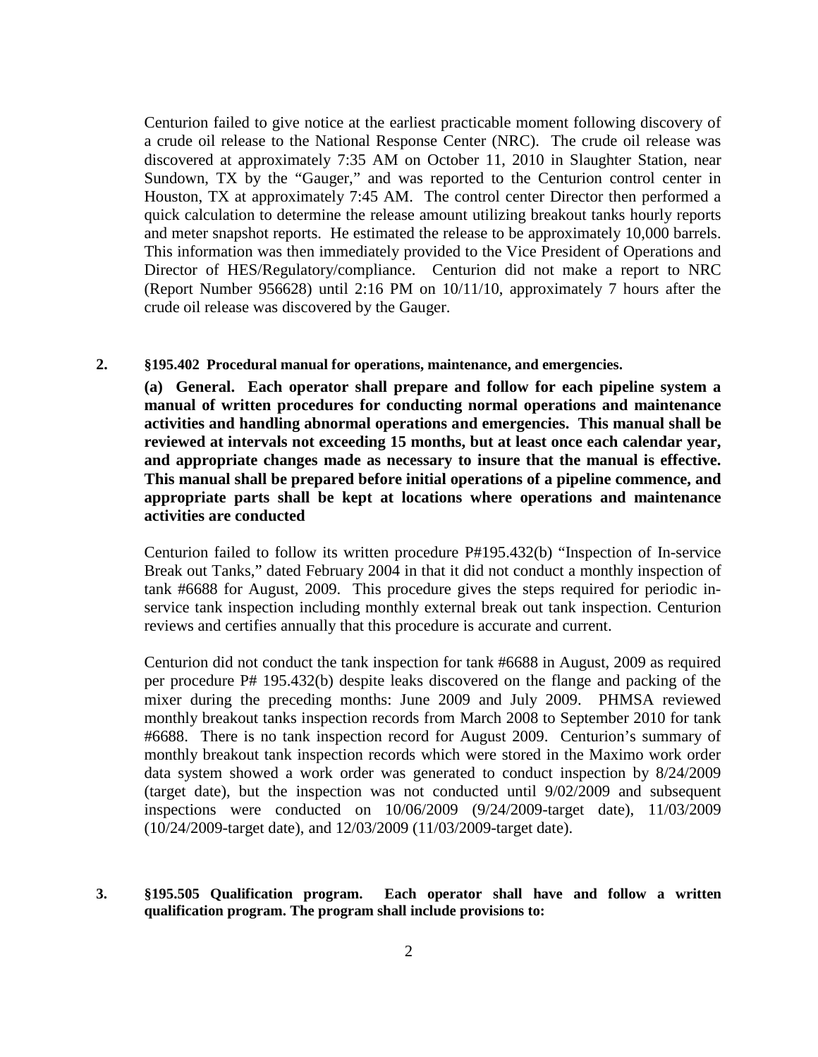Centurion failed to give notice at the earliest practicable moment following discovery of a crude oil release to the National Response Center (NRC). The crude oil release was discovered at approximately 7:35 AM on October 11, 2010 in Slaughter Station, near Sundown, TX by the "Gauger," and was reported to the Centurion control center in Houston, TX at approximately 7:45 AM. The control center Director then performed a quick calculation to determine the release amount utilizing breakout tanks hourly reports and meter snapshot reports. He estimated the release to be approximately 10,000 barrels. This information was then immediately provided to the Vice President of Operations and Director of HES/Regulatory/compliance. Centurion did not make a report to NRC (Report Number 956628) until 2:16 PM on 10/11/10, approximately 7 hours after the crude oil release was discovered by the Gauger.

**2. §195.402 Procedural manual for operations, maintenance, and emergencies.**

**(a) General. Each operator shall prepare and follow for each pipeline system a manual of written procedures for conducting normal operations and maintenance activities and handling abnormal operations and emergencies. This manual shall be reviewed at intervals not exceeding 15 months, but at least once each calendar year, and appropriate changes made as necessary to insure that the manual is effective. This manual shall be prepared before initial operations of a pipeline commence, and appropriate parts shall be kept at locations where operations and maintenance activities are conducted**

Centurion failed to follow its written procedure P#195.432(b) "Inspection of In-service Break out Tanks," dated February 2004 in that it did not conduct a monthly inspection of tank #6688 for August, 2009. This procedure gives the steps required for periodic in-service tank inspection including monthly external break out tank inspection. Centurion reviews and certifies annually that this procedure is accurate and current.

Centurion did not conduct the tank inspection for tank #6688 in August, 2009 as required per procedure P# 195.432(b) despite leaks discovered on the flange and packing of the mixer during the preceding months: June 2009 and July 2009. PHMSA reviewed monthly breakout tanks inspection records from March 2008 to September 2010 for tank #6688. There is no tank inspection record for August 2009. Centurion's summary of monthly breakout tank inspection records which were stored in the Maximo work order data system showed a work order was generated to conduct inspection by 8/24/2009 (target date), but the inspection was not conducted until 9/02/2009 and subsequent inspections were conducted on 10/06/2009 (9/24/2009-target date), 11/03/2009 (10/24/2009-target date), and 12/03/2009 (11/03/2009-target date).

**3. §195.505 Qualification program. Each operator shall have and follow a written qualification program. The program shall include provisions to:**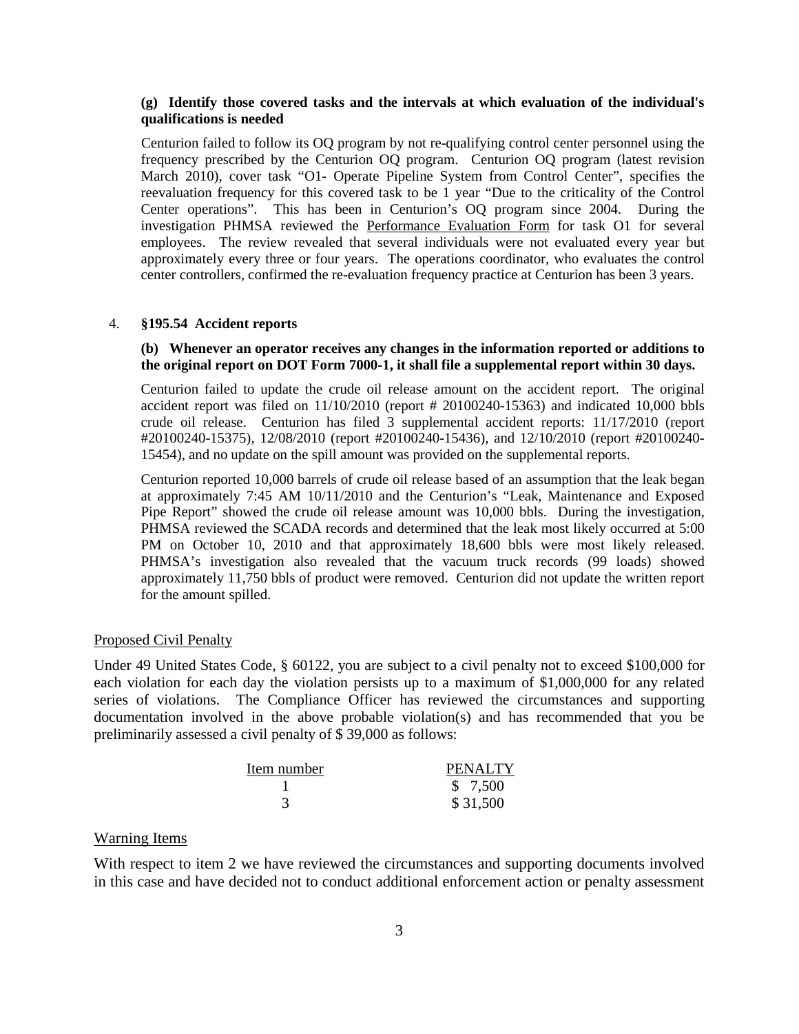**(g) Identify those covered tasks and the intervals at which evaluation of the individual's qualifications is needed**

Centurion failed to follow its OQ program by not re-qualifying control center personnel using the frequency prescribed by the Centurion OQ program. Centurion OQ program (latest revision March 2010), cover task "O1- Operate Pipeline System from Control Center", specifies the reevaluation frequency for this covered task to be 1 year "Due to the criticality of the Control Center operations". This has been in Centurion's OQ program since 2004. During the investigation PHMSA reviewed the Performance Evaluation Form for task O1 for several employees. The review revealed that several individuals were not evaluated every year but approximately every three or four years. The operations coordinator, who evaluates the control center controllers, confirmed the re-evaluation frequency practice at Centurion has been 3 years.

4. **§195.54 Accident reports**

**(b) Whenever an operator receives any changes in the information reported or additions to the original report on DOT Form 7000-1, it shall file a supplemental report within 30 days.**

Centurion failed to update the crude oil release amount on the accident report. The original accident report was filed on 11/10/2010 (report # 20100240-15363) and indicated 10,000 bbls crude oil release. Centurion has filed 3 supplemental accident reports: 11/17/2010 (report #20100240-15375), 12/08/2010 (report #20100240-15436), and 12/10/2010 (report #20100240-15454), and no update on the spill amount was provided on the supplemental reports.

Centurion reported 10,000 barrels of crude oil release based of an assumption that the leak began at approximately 7:45 AM 10/11/2010 and the Centurion's "Leak, Maintenance and Exposed Pipe Report" showed the crude oil release amount was 10,000 bbls. During the investigation, PHMSA reviewed the SCADA records and determined that the leak most likely occurred at 5:00 PM on October 10, 2010 and that approximately 18,600 bbls were most likely released. PHMSA's investigation also revealed that the vacuum truck records (99 loads) showed approximately 11,750 bbls of product were removed. Centurion did not update the written report for the amount spilled.

Proposed Civil Penalty

Under 49 United States Code, § 60122, you are subject to a civil penalty not to exceed $100,000 for each violation for each day the violation persists up to a maximum of $1,000,000 for any related series of violations. The Compliance Officer has reviewed the circumstances and supporting documentation involved in the above probable violation(s) and has recommended that you be preliminarily assessed a civil penalty of $ 39,000 as follows:

| Item number | PENALTY |
|---|---|
| 1 | $ 7,500 |
| 3 | $ 31,500 |

Warning Items

With respect to item 2 we have reviewed the circumstances and supporting documents involved in this case and have decided not to conduct additional enforcement action or penalty assessment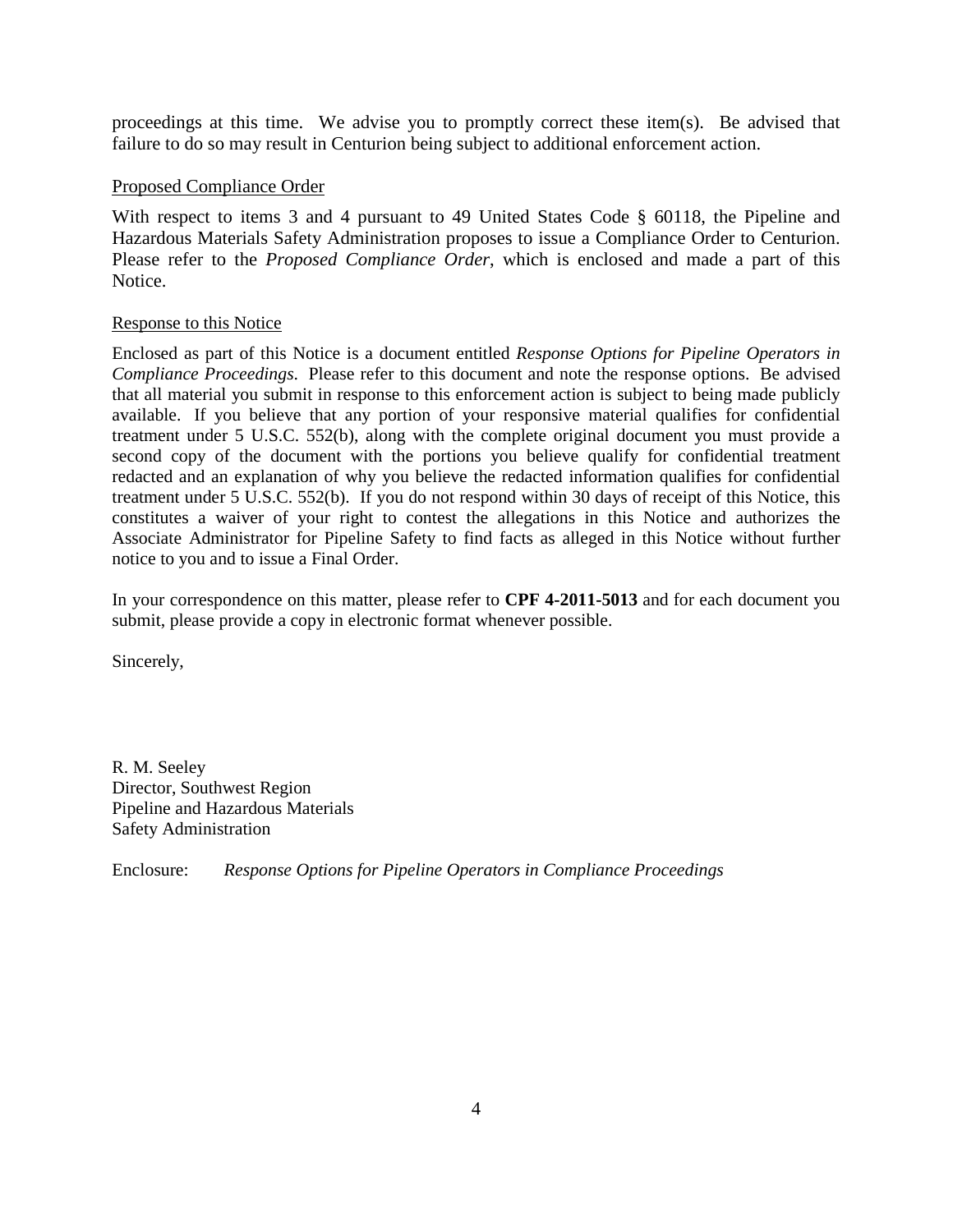proceedings at this time. We advise you to promptly correct these item(s). Be advised that failure to do so may result in Centurion being subject to additional enforcement action.

<u>Proposed Compliance Order</u>

With respect to items 3 and 4 pursuant to 49 United States Code § 60118, the Pipeline and Hazardous Materials Safety Administration proposes to issue a Compliance Order to Centurion. Please refer to the *Proposed Compliance Order*, which is enclosed and made a part of this Notice.

<u>Response to this Notice</u>

Enclosed as part of this Notice is a document entitled *Response Options for Pipeline Operators in Compliance Proceedings*. Please refer to this document and note the response options. Be advised that all material you submit in response to this enforcement action is subject to being made publicly available. If you believe that any portion of your responsive material qualifies for confidential treatment under 5 U.S.C. 552(b), along with the complete original document you must provide a second copy of the document with the portions you believe qualify for confidential treatment redacted and an explanation of why you believe the redacted information qualifies for confidential treatment under 5 U.S.C. 552(b). If you do not respond within 30 days of receipt of this Notice, this constitutes a waiver of your right to contest the allegations in this Notice and authorizes the Associate Administrator for Pipeline Safety to find facts as alleged in this Notice without further notice to you and to issue a Final Order.

In your correspondence on this matter, please refer to **CPF 4-2011-5013** and for each document you submit, please provide a copy in electronic format whenever possible.

Sincerely,

R. M. Seeley
Director, Southwest Region
Pipeline and Hazardous Materials
Safety Administration

Enclosure: *Response Options for Pipeline Operators in Compliance Proceedings*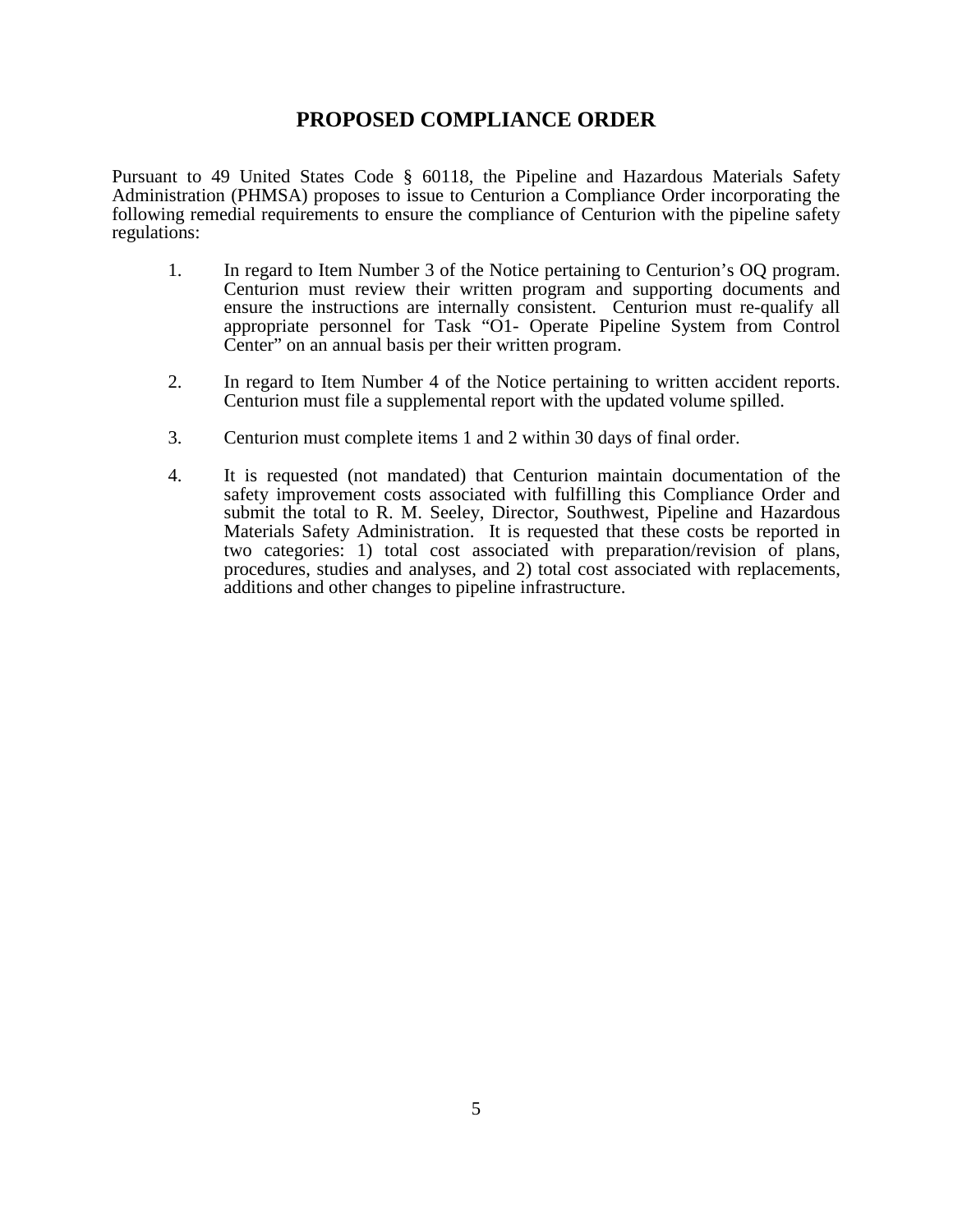# PROPOSED COMPLIANCE ORDER

Pursuant to 49 United States Code § 60118, the Pipeline and Hazardous Materials Safety Administration (PHMSA) proposes to issue to Centurion a Compliance Order incorporating the following remedial requirements to ensure the compliance of Centurion with the pipeline safety regulations:

1. In regard to Item Number 3 of the Notice pertaining to Centurion's OQ program. Centurion must review their written program and supporting documents and ensure the instructions are internally consistent. Centurion must re-qualify all appropriate personnel for Task "O1- Operate Pipeline System from Control Center" on an annual basis per their written program.

2. In regard to Item Number 4 of the Notice pertaining to written accident reports. Centurion must file a supplemental report with the updated volume spilled.

3. Centurion must complete items 1 and 2 within 30 days of final order.

4. It is requested (not mandated) that Centurion maintain documentation of the safety improvement costs associated with fulfilling this Compliance Order and submit the total to R. M. Seeley, Director, Southwest, Pipeline and Hazardous Materials Safety Administration. It is requested that these costs be reported in two categories: 1) total cost associated with preparation/revision of plans, procedures, studies and analyses, and 2) total cost associated with replacements, additions and other changes to pipeline infrastructure.